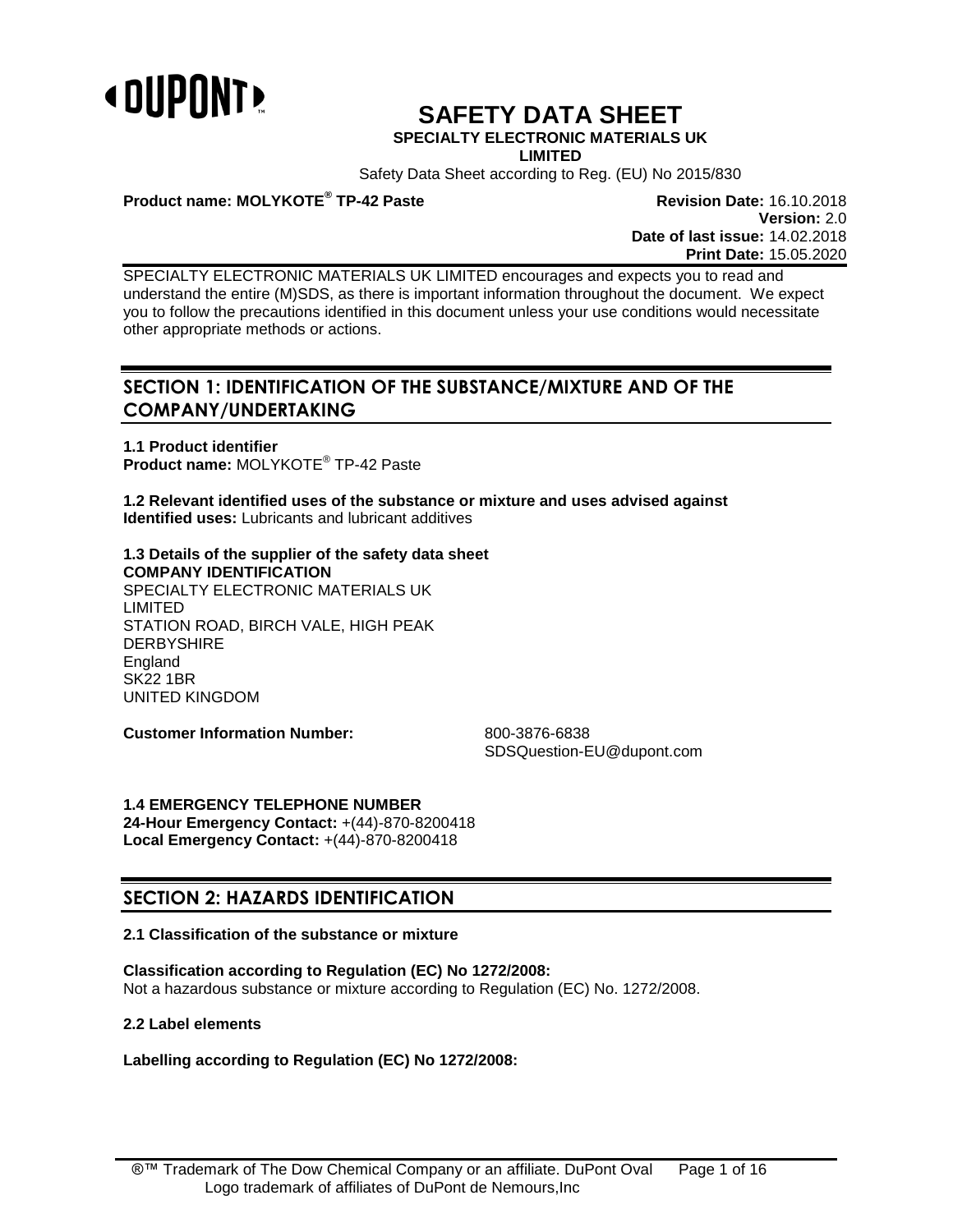# SAFETY DATA SHEET

**SPECIALTY ELECTRONIC MATERIALS UK LIMITED**

Safety Data Sheet according to Reg. (EU) No 2015/830

**Product name: MOLYKOTE® TP-42 Paste**

**Revision Date:** 16.10.2018
**Version:** 2.0
**Date of last issue:** 14.02.2018
**Print Date:** 15.05.2020

SPECIALTY ELECTRONIC MATERIALS UK LIMITED encourages and expects you to read and understand the entire (M)SDS, as there is important information throughout the document. We expect you to follow the precautions identified in this document unless your use conditions would necessitate other appropriate methods or actions.

## SECTION 1: IDENTIFICATION OF THE SUBSTANCE/MIXTURE AND OF THE COMPANY/UNDERTAKING

**1.1 Product identifier**
**Product name:** MOLYKOTE® TP-42 Paste

**1.2 Relevant identified uses of the substance or mixture and uses advised against**
**Identified uses:** Lubricants and lubricant additives

**1.3 Details of the supplier of the safety data sheet**
**COMPANY IDENTIFICATION**
SPECIALTY ELECTRONIC MATERIALS UK LIMITED
STATION ROAD, BIRCH VALE, HIGH PEAK
DERBYSHIRE
England
SK22 1BR
UNITED KINGDOM

**Customer Information Number:** 800-3876-6838
SDSQuestion-EU@dupont.com

**1.4 EMERGENCY TELEPHONE NUMBER**
**24-Hour Emergency Contact:** +(44)-870-8200418
**Local Emergency Contact:** +(44)-870-8200418

## SECTION 2: HAZARDS IDENTIFICATION

**2.1 Classification of the substance or mixture**

**Classification according to Regulation (EC) No 1272/2008:**
Not a hazardous substance or mixture according to Regulation (EC) No. 1272/2008.

**2.2 Label elements**

**Labelling according to Regulation (EC) No 1272/2008:**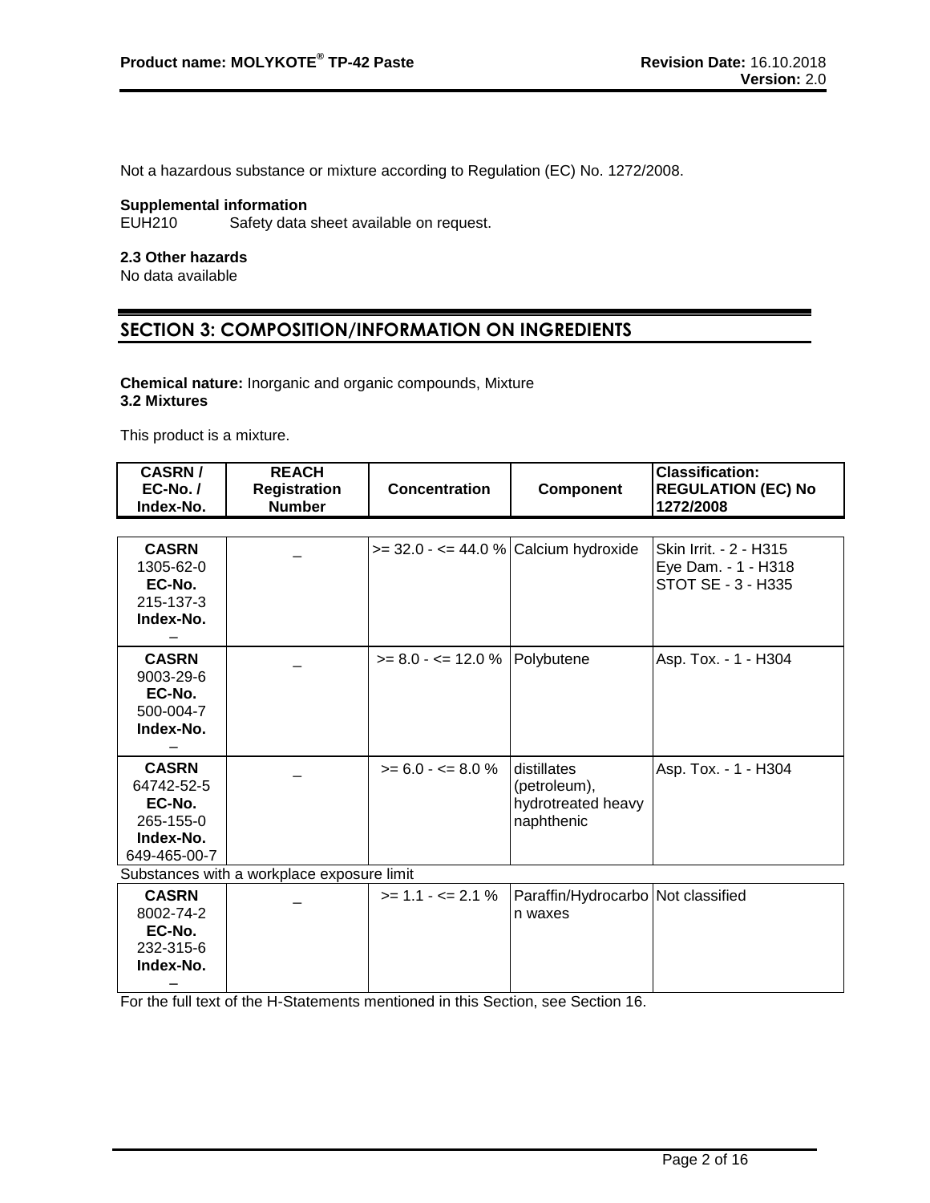Not a hazardous substance or mixture according to Regulation (EC) No. 1272/2008.

**Supplemental information**

EUH210 Safety data sheet available on request.

**2.3 Other hazards**

No data available

## SECTION 3: COMPOSITION/INFORMATION ON INGREDIENTS

**Chemical nature:** Inorganic and organic compounds, Mixture

**3.2 Mixtures**

This product is a mixture.

| CASRN / EC-No. / Index-No. | REACH Registration Number | Concentration | Component | Classification: REGULATION (EC) No 1272/2008 |
|---|---|---|---|---|
| **CASRN** 1305-62-0 **EC-No.** 215-137-3 **Index-No.** – | _ | >= 32.0 - <= 44.0 % | Calcium hydroxide | Skin Irrit. - 2 - H315<br>Eye Dam. - 1 - H318<br>STOT SE - 3 - H335 |
| **CASRN** 9003-29-6 **EC-No.** 500-004-7 **Index-No.** – | _ | >= 8.0 - <= 12.0 % | Polybutene | Asp. Tox. - 1 - H304 |
| **CASRN** 64742-52-5 **EC-No.** 265-155-0 **Index-No.** 649-465-00-7 | _ | >= 6.0 - <= 8.0 % | distillates (petroleum), hydrotreated heavy naphthenic | Asp. Tox. - 1 - H304 |
| Substances with a workplace exposure limit | | | | |
| **CASRN** 8002-74-2 **EC-No.** 232-315-6 **Index-No.** – | _ | >= 1.1 - <= 2.1 % | Paraffin/Hydrocarbon waxes | Not classified |

For the full text of the H-Statements mentioned in this Section, see Section 16.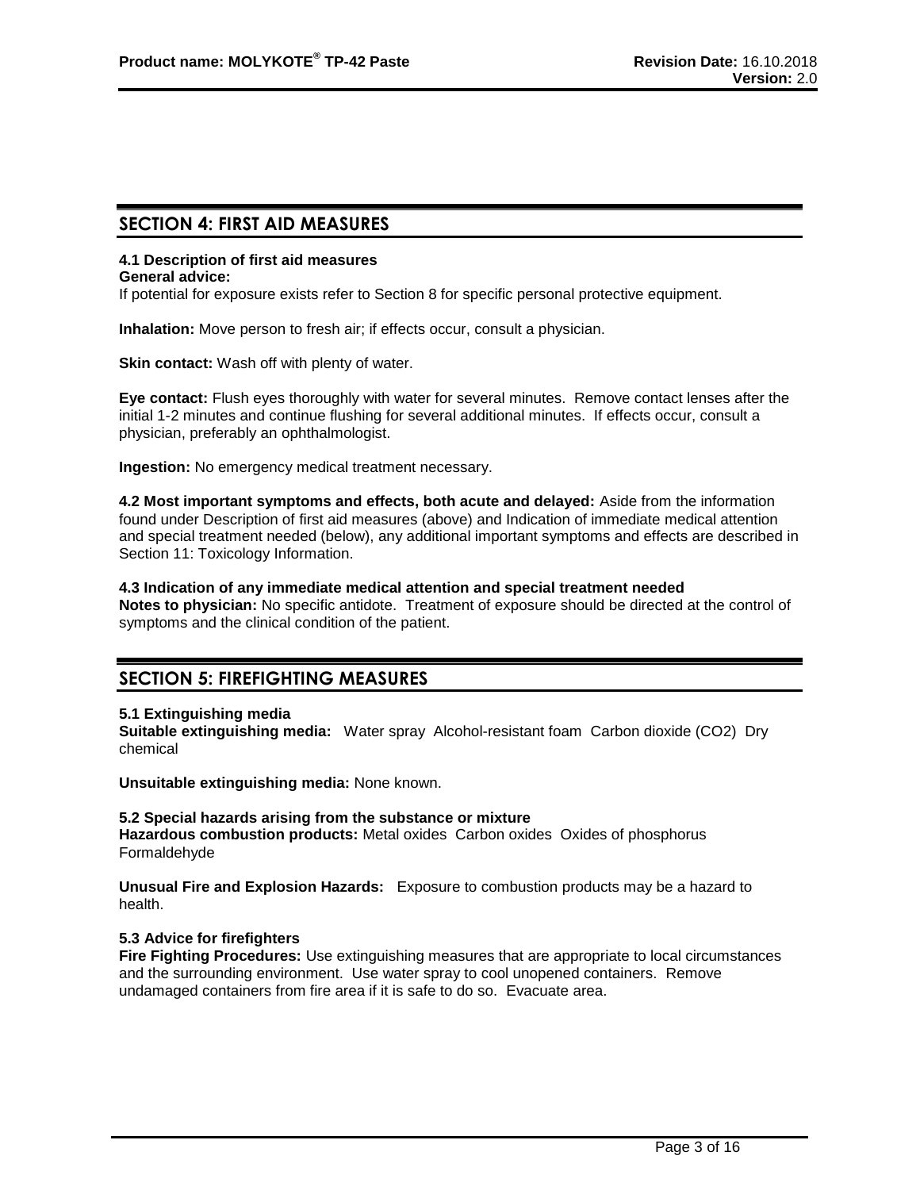## SECTION 4: FIRST AID MEASURES

### 4.1 Description of first aid measures

**General advice:**

If potential for exposure exists refer to Section 8 for specific personal protective equipment.

**Inhalation:** Move person to fresh air; if effects occur, consult a physician.

**Skin contact:** Wash off with plenty of water.

**Eye contact:** Flush eyes thoroughly with water for several minutes. Remove contact lenses after the initial 1-2 minutes and continue flushing for several additional minutes. If effects occur, consult a physician, preferably an ophthalmologist.

**Ingestion:** No emergency medical treatment necessary.

**4.2 Most important symptoms and effects, both acute and delayed:** Aside from the information found under Description of first aid measures (above) and Indication of immediate medical attention and special treatment needed (below), any additional important symptoms and effects are described in Section 11: Toxicology Information.

### 4.3 Indication of any immediate medical attention and special treatment needed

**Notes to physician:** No specific antidote. Treatment of exposure should be directed at the control of symptoms and the clinical condition of the patient.

## SECTION 5: FIREFIGHTING MEASURES

### 5.1 Extinguishing media

**Suitable extinguishing media:** Water spray Alcohol-resistant foam Carbon dioxide ($CO_2$) Dry chemical

**Unsuitable extinguishing media:** None known.

### 5.2 Special hazards arising from the substance or mixture

**Hazardous combustion products:** Metal oxides Carbon oxides Oxides of phosphorus Formaldehyde

**Unusual Fire and Explosion Hazards:** Exposure to combustion products may be a hazard to health.

### 5.3 Advice for firefighters

**Fire Fighting Procedures:** Use extinguishing measures that are appropriate to local circumstances and the surrounding environment. Use water spray to cool unopened containers. Remove undamaged containers from fire area if it is safe to do so. Evacuate area.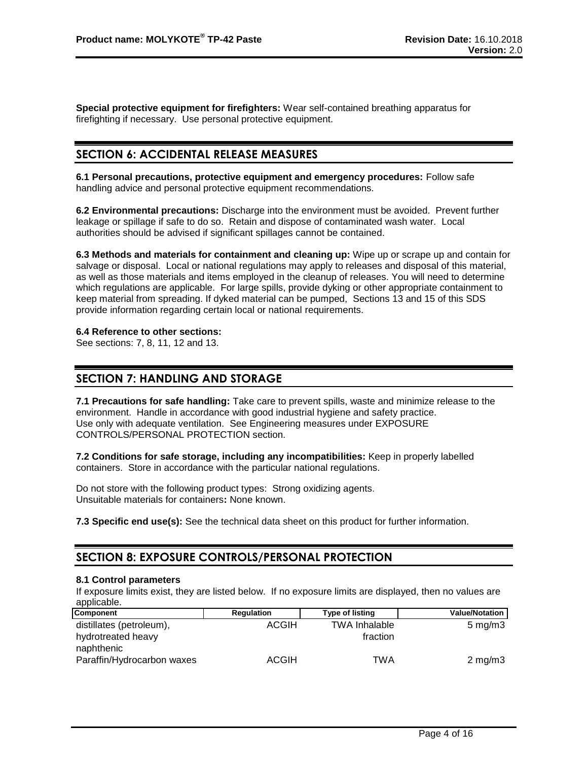**Special protective equipment for firefighters:** Wear self-contained breathing apparatus for firefighting if necessary. Use personal protective equipment.

## SECTION 6: ACCIDENTAL RELEASE MEASURES

**6.1 Personal precautions, protective equipment and emergency procedures:** Follow safe handling advice and personal protective equipment recommendations.

**6.2 Environmental precautions:** Discharge into the environment must be avoided. Prevent further leakage or spillage if safe to do so. Retain and dispose of contaminated wash water. Local authorities should be advised if significant spillages cannot be contained.

**6.3 Methods and materials for containment and cleaning up:** Wipe up or scrape up and contain for salvage or disposal. Local or national regulations may apply to releases and disposal of this material, as well as those materials and items employed in the cleanup of releases. You will need to determine which regulations are applicable. For large spills, provide dyking or other appropriate containment to keep material from spreading. If dyked material can be pumped, Sections 13 and 15 of this SDS provide information regarding certain local or national requirements.

**6.4 Reference to other sections:**
See sections: 7, 8, 11, 12 and 13.

## SECTION 7: HANDLING AND STORAGE

**7.1 Precautions for safe handling:** Take care to prevent spills, waste and minimize release to the environment. Handle in accordance with good industrial hygiene and safety practice. Use only with adequate ventilation. See Engineering measures under EXPOSURE CONTROLS/PERSONAL PROTECTION section.

**7.2 Conditions for safe storage, including any incompatibilities:** Keep in properly labelled containers. Store in accordance with the particular national regulations.

Do not store with the following product types: Strong oxidizing agents.
Unsuitable materials for containers**:** None known.

**7.3 Specific end use(s):** See the technical data sheet on this product for further information.

## SECTION 8: EXPOSURE CONTROLS/PERSONAL PROTECTION

**8.1 Control parameters**

If exposure limits exist, they are listed below. If no exposure limits are displayed, then no values are applicable.

| Component | Regulation | Type of listing | Value/Notation |
|---|---|---|---|
| distillates (petroleum), hydrotreated heavy naphthenic | ACGIH | TWA Inhalable fraction | 5 mg/m3 |
| Paraffin/Hydrocarbon waxes | ACGIH | TWA | 2 mg/m3 |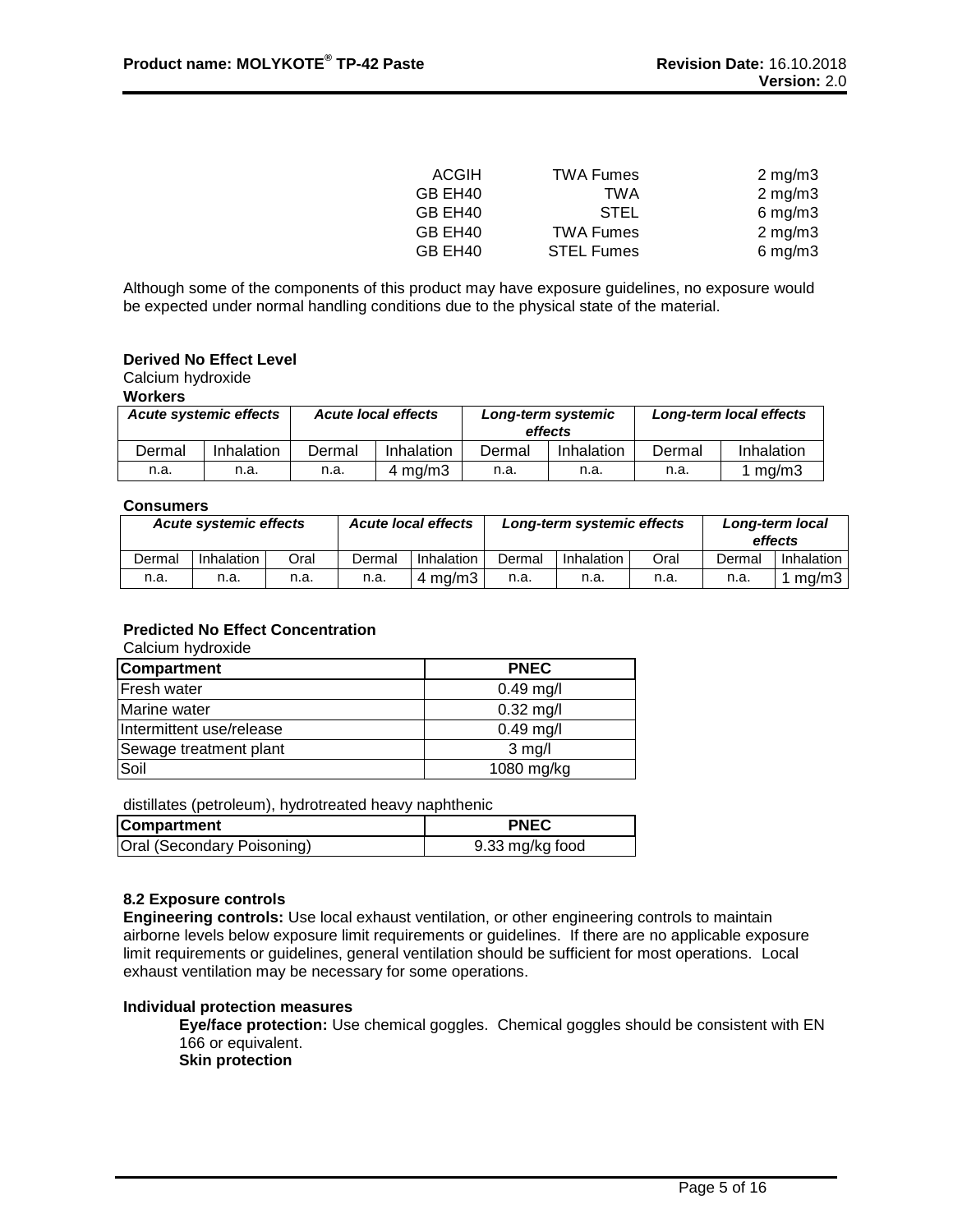| | | |
|---|---|---|
| ACGIH | TWA Fumes | 2 mg/m3 |
| GB EH40 | TWA | 2 mg/m3 |
| GB EH40 | STEL | 6 mg/m3 |
| GB EH40 | TWA Fumes | 2 mg/m3 |
| GB EH40 | STEL Fumes | 6 mg/m3 |

Although some of the components of this product may have exposure guidelines, no exposure would be expected under normal handling conditions due to the physical state of the material.

**Derived No Effect Level**

Calcium hydroxide

**Workers**

| *Acute systemic effects* | | *Acute local effects* | | *Long-term systemic effects* | | *Long-term local effects* | |
|---|---|---|---|---|---|---|---|
| Dermal | Inhalation | Dermal | Inhalation | Dermal | Inhalation | Dermal | Inhalation |
| n.a. | n.a. | n.a. | 4 mg/m3 | n.a. | n.a. | n.a. | 1 mg/m3 |

**Consumers**

| *Acute systemic effects* | | | *Acute local effects* | | *Long-term systemic effects* | | | *Long-term local effects* | |
|---|---|---|---|---|---|---|---|---|---|
| Dermal | Inhalation | Oral | Dermal | Inhalation | Dermal | Inhalation | Oral | Dermal | Inhalation |
| n.a. | n.a. | n.a. | n.a. | 4 mg/m3 | n.a. | n.a. | n.a. | n.a. | 1 mg/m3 |

**Predicted No Effect Concentration**

Calcium hydroxide

| Compartment | PNEC |
|---|---|
| Fresh water | 0.49 mg/l |
| Marine water | 0.32 mg/l |
| Intermittent use/release | 0.49 mg/l |
| Sewage treatment plant | 3 mg/l |
| Soil | 1080 mg/kg |

distillates (petroleum), hydrotreated heavy naphthenic

| Compartment | PNEC |
|---|---|
| Oral (Secondary Poisoning) | 9.33 mg/kg food |

**8.2 Exposure controls**

**Engineering controls:** Use local exhaust ventilation, or other engineering controls to maintain airborne levels below exposure limit requirements or guidelines. If there are no applicable exposure limit requirements or guidelines, general ventilation should be sufficient for most operations. Local exhaust ventilation may be necessary for some operations.

**Individual protection measures**

**Eye/face protection:** Use chemical goggles. Chemical goggles should be consistent with EN 166 or equivalent.

**Skin protection**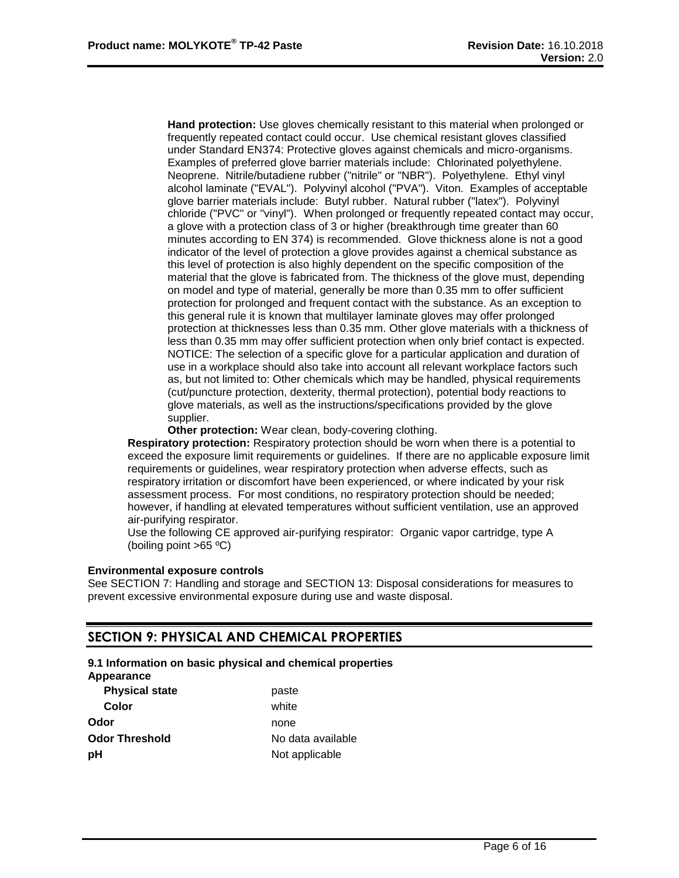**Hand protection:** Use gloves chemically resistant to this material when prolonged or frequently repeated contact could occur. Use chemical resistant gloves classified under Standard EN374: Protective gloves against chemicals and micro-organisms. Examples of preferred glove barrier materials include: Chlorinated polyethylene. Neoprene. Nitrile/butadiene rubber ("nitrile" or "NBR"). Polyethylene. Ethyl vinyl alcohol laminate ("EVAL"). Polyvinyl alcohol ("PVA"). Viton. Examples of acceptable glove barrier materials include: Butyl rubber. Natural rubber ("latex"). Polyvinyl chloride ("PVC" or "vinyl"). When prolonged or frequently repeated contact may occur, a glove with a protection class of 3 or higher (breakthrough time greater than 60 minutes according to EN 374) is recommended. Glove thickness alone is not a good indicator of the level of protection a glove provides against a chemical substance as this level of protection is also highly dependent on the specific composition of the material that the glove is fabricated from. The thickness of the glove must, depending on model and type of material, generally be more than 0.35 mm to offer sufficient protection for prolonged and frequent contact with the substance. As an exception to this general rule it is known that multilayer laminate gloves may offer prolonged protection at thicknesses less than 0.35 mm. Other glove materials with a thickness of less than 0.35 mm may offer sufficient protection when only brief contact is expected. NOTICE: The selection of a specific glove for a particular application and duration of use in a workplace should also take into account all relevant workplace factors such as, but not limited to: Other chemicals which may be handled, physical requirements (cut/puncture protection, dexterity, thermal protection), potential body reactions to glove materials, as well as the instructions/specifications provided by the glove supplier.

**Other protection:** Wear clean, body-covering clothing.

**Respiratory protection:** Respiratory protection should be worn when there is a potential to exceed the exposure limit requirements or guidelines. If there are no applicable exposure limit requirements or guidelines, wear respiratory protection when adverse effects, such as respiratory irritation or discomfort have been experienced, or where indicated by your risk assessment process. For most conditions, no respiratory protection should be needed; however, if handling at elevated temperatures without sufficient ventilation, use an approved air-purifying respirator.

Use the following CE approved air-purifying respirator: Organic vapor cartridge, type A (boiling point >65 ºC)

**Environmental exposure controls**

See SECTION 7: Handling and storage and SECTION 13: Disposal considerations for measures to prevent excessive environmental exposure during use and waste disposal.

## SECTION 9: PHYSICAL AND CHEMICAL PROPERTIES

**9.1 Information on basic physical and chemical properties**

**Appearance**

| | |
|---|---|
| **Physical state** | paste |
| **Color** | white |
| **Odor** | none |
| **Odor Threshold** | No data available |
| **pH** | Not applicable |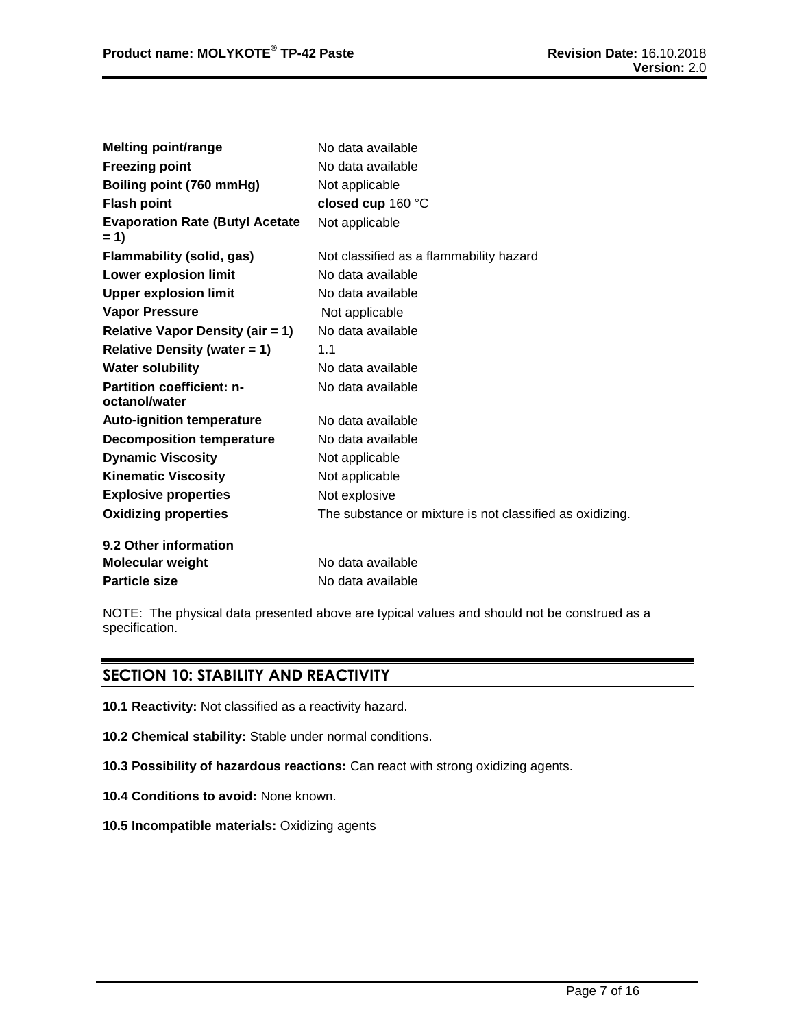| | |
|---|---|
| **Melting point/range** | No data available |
| **Freezing point** | No data available |
| **Boiling point (760 mmHg)** | Not applicable |
| **Flash point** | **closed cup** 160 °C |
| **Evaporation Rate (Butyl Acetate = 1)** | Not applicable |
| **Flammability (solid, gas)** | Not classified as a flammability hazard |
| **Lower explosion limit** | No data available |
| **Upper explosion limit** | No data available |
| **Vapor Pressure** | Not applicable |
| **Relative Vapor Density (air = 1)** | No data available |
| **Relative Density (water = 1)** | 1.1 |
| **Water solubility** | No data available |
| **Partition coefficient: n-octanol/water** | No data available |
| **Auto-ignition temperature** | No data available |
| **Decomposition temperature** | No data available |
| **Dynamic Viscosity** | Not applicable |
| **Kinematic Viscosity** | Not applicable |
| **Explosive properties** | Not explosive |
| **Oxidizing properties** | The substance or mixture is not classified as oxidizing. |

**9.2 Other information**

| | |
|---|---|
| **Molecular weight** | No data available |
| **Particle size** | No data available |

NOTE: The physical data presented above are typical values and should not be construed as a specification.

## SECTION 10: STABILITY AND REACTIVITY

**10.1 Reactivity:** Not classified as a reactivity hazard.

**10.2 Chemical stability:** Stable under normal conditions.

**10.3 Possibility of hazardous reactions:** Can react with strong oxidizing agents.

**10.4 Conditions to avoid:** None known.

**10.5 Incompatible materials:** Oxidizing agents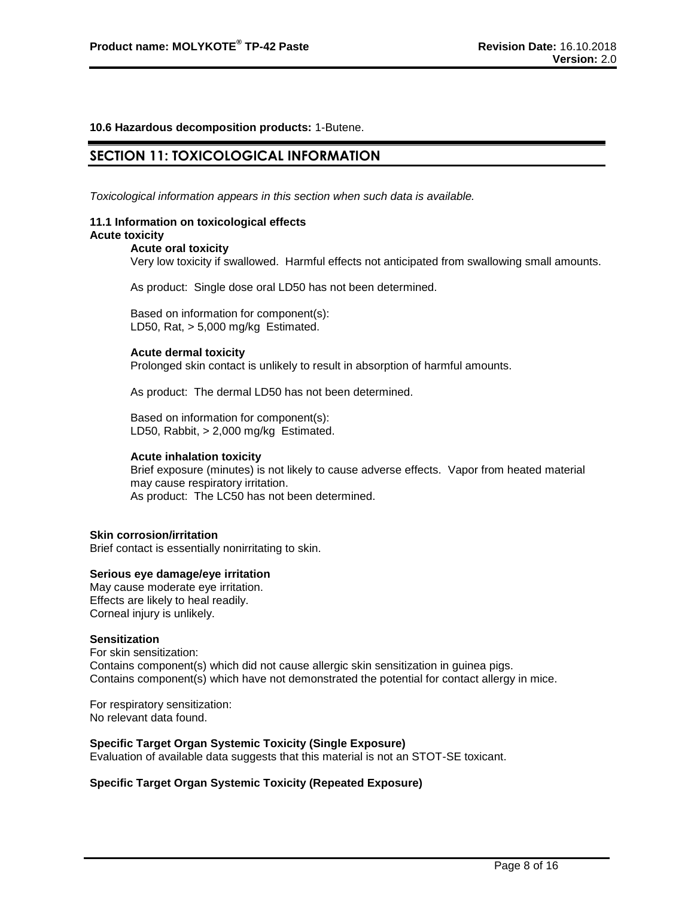**10.6 Hazardous decomposition products:** 1-Butene.

## SECTION 11: TOXICOLOGICAL INFORMATION

*Toxicological information appears in this section when such data is available.*

**11.1 Information on toxicological effects**

**Acute toxicity**

**Acute oral toxicity**

Very low toxicity if swallowed. Harmful effects not anticipated from swallowing small amounts.

As product: Single dose oral LD50 has not been determined.

Based on information for component(s):
LD50, Rat, > 5,000 mg/kg Estimated.

**Acute dermal toxicity**

Prolonged skin contact is unlikely to result in absorption of harmful amounts.

As product: The dermal LD50 has not been determined.

Based on information for component(s):
LD50, Rabbit, > 2,000 mg/kg Estimated.

**Acute inhalation toxicity**

Brief exposure (minutes) is not likely to cause adverse effects. Vapor from heated material may cause respiratory irritation.
As product: The LC50 has not been determined.

**Skin corrosion/irritation**

Brief contact is essentially nonirritating to skin.

**Serious eye damage/eye irritation**

May cause moderate eye irritation.
Effects are likely to heal readily.
Corneal injury is unlikely.

**Sensitization**

For skin sensitization:
Contains component(s) which did not cause allergic skin sensitization in guinea pigs.
Contains component(s) which have not demonstrated the potential for contact allergy in mice.

For respiratory sensitization:
No relevant data found.

**Specific Target Organ Systemic Toxicity (Single Exposure)**

Evaluation of available data suggests that this material is not an STOT-SE toxicant.

**Specific Target Organ Systemic Toxicity (Repeated Exposure)**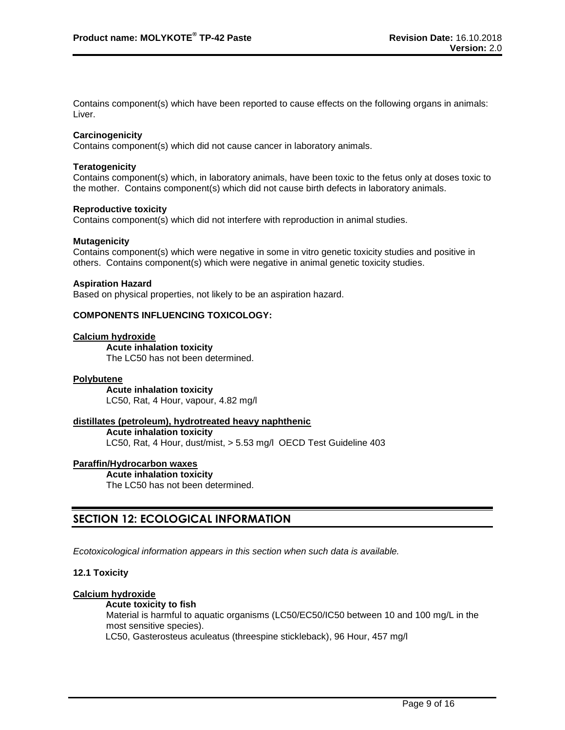Contains component(s) which have been reported to cause effects on the following organs in animals: Liver.

**Carcinogenicity**
Contains component(s) which did not cause cancer in laboratory animals.

**Teratogenicity**
Contains component(s) which, in laboratory animals, have been toxic to the fetus only at doses toxic to the mother. Contains component(s) which did not cause birth defects in laboratory animals.

**Reproductive toxicity**
Contains component(s) which did not interfere with reproduction in animal studies.

**Mutagenicity**
Contains component(s) which were negative in some in vitro genetic toxicity studies and positive in others. Contains component(s) which were negative in animal genetic toxicity studies.

**Aspiration Hazard**
Based on physical properties, not likely to be an aspiration hazard.

**COMPONENTS INFLUENCING TOXICOLOGY:**

**Calcium hydroxide**

**Acute inhalation toxicity**
The LC50 has not been determined.

**Polybutene**

**Acute inhalation toxicity**
LC50, Rat, 4 Hour, vapour, 4.82 mg/l

**distillates (petroleum), hydrotreated heavy naphthenic**

**Acute inhalation toxicity**
LC50, Rat, 4 Hour, dust/mist, > 5.53 mg/l OECD Test Guideline 403

**Paraffin/Hydrocarbon waxes**

**Acute inhalation toxicity**
The LC50 has not been determined.

## SECTION 12: ECOLOGICAL INFORMATION

*Ecotoxicological information appears in this section when such data is available.*

**12.1 Toxicity**

**Calcium hydroxide**

**Acute toxicity to fish**
Material is harmful to aquatic organisms (LC50/EC50/IC50 between 10 and 100 mg/L in the most sensitive species).
LC50, Gasterosteus aculeatus (threespine stickleback), 96 Hour, 457 mg/l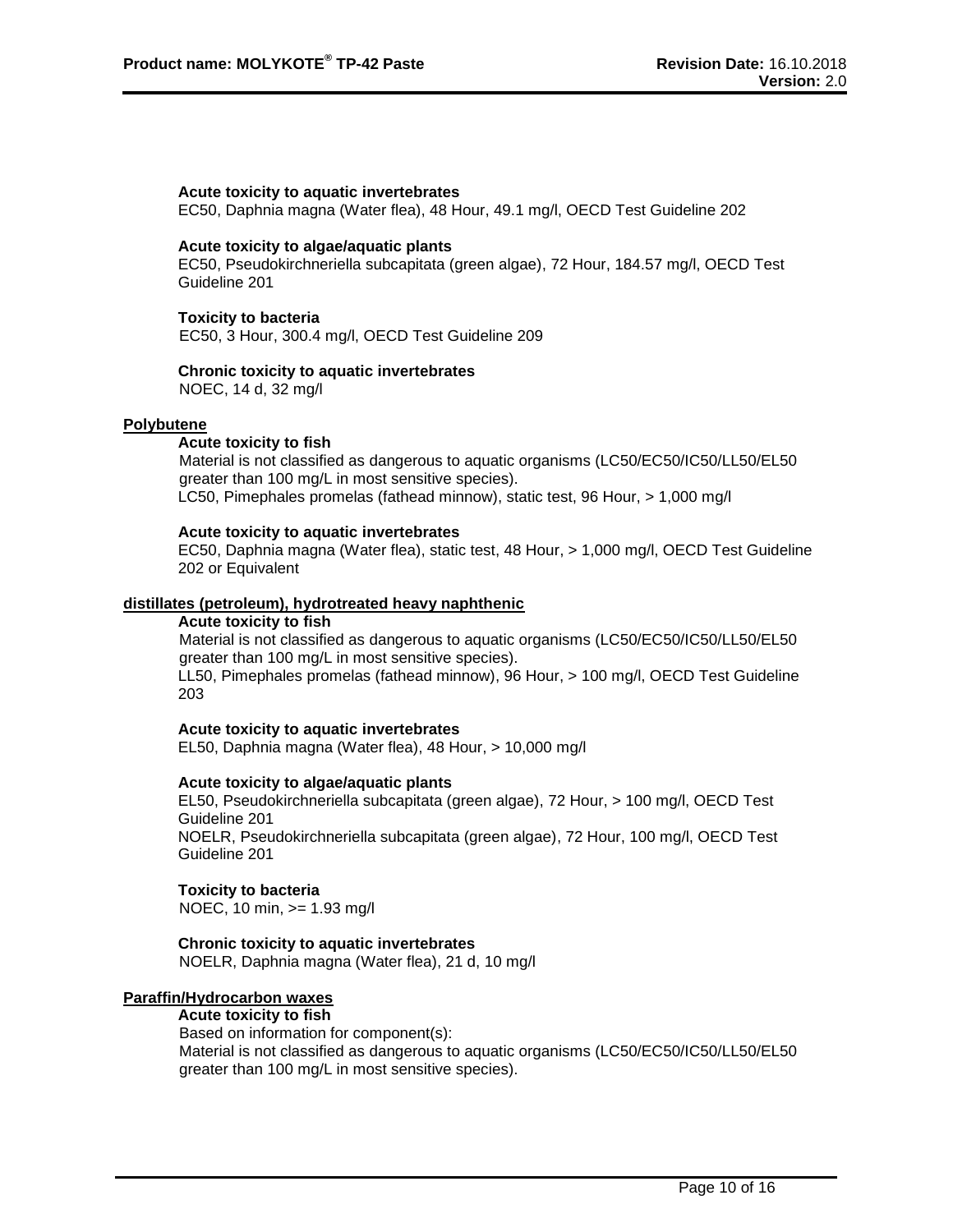**Acute toxicity to aquatic invertebrates**
EC50, Daphnia magna (Water flea), 48 Hour, 49.1 mg/l, OECD Test Guideline 202

**Acute toxicity to algae/aquatic plants**
EC50, Pseudokirchneriella subcapitata (green algae), 72 Hour, 184.57 mg/l, OECD Test Guideline 201

**Toxicity to bacteria**
EC50, 3 Hour, 300.4 mg/l, OECD Test Guideline 209

**Chronic toxicity to aquatic invertebrates**
NOEC, 14 d, 32 mg/l

**Polybutene**

**Acute toxicity to fish**
Material is not classified as dangerous to aquatic organisms (LC50/EC50/IC50/LL50/EL50 greater than 100 mg/L in most sensitive species).
LC50, Pimephales promelas (fathead minnow), static test, 96 Hour, > 1,000 mg/l

**Acute toxicity to aquatic invertebrates**
EC50, Daphnia magna (Water flea), static test, 48 Hour, > 1,000 mg/l, OECD Test Guideline 202 or Equivalent

**distillates (petroleum), hydrotreated heavy naphthenic**

**Acute toxicity to fish**
Material is not classified as dangerous to aquatic organisms (LC50/EC50/IC50/LL50/EL50 greater than 100 mg/L in most sensitive species).
LL50, Pimephales promelas (fathead minnow), 96 Hour, > 100 mg/l, OECD Test Guideline 203

**Acute toxicity to aquatic invertebrates**
EL50, Daphnia magna (Water flea), 48 Hour, > 10,000 mg/l

**Acute toxicity to algae/aquatic plants**
EL50, Pseudokirchneriella subcapitata (green algae), 72 Hour, > 100 mg/l, OECD Test Guideline 201
NOELR, Pseudokirchneriella subcapitata (green algae), 72 Hour, 100 mg/l, OECD Test Guideline 201

**Toxicity to bacteria**
NOEC, 10 min, >= 1.93 mg/l

**Chronic toxicity to aquatic invertebrates**
NOELR, Daphnia magna (Water flea), 21 d, 10 mg/l

**Paraffin/Hydrocarbon waxes**

**Acute toxicity to fish**
Based on information for component(s):
Material is not classified as dangerous to aquatic organisms (LC50/EC50/IC50/LL50/EL50 greater than 100 mg/L in most sensitive species).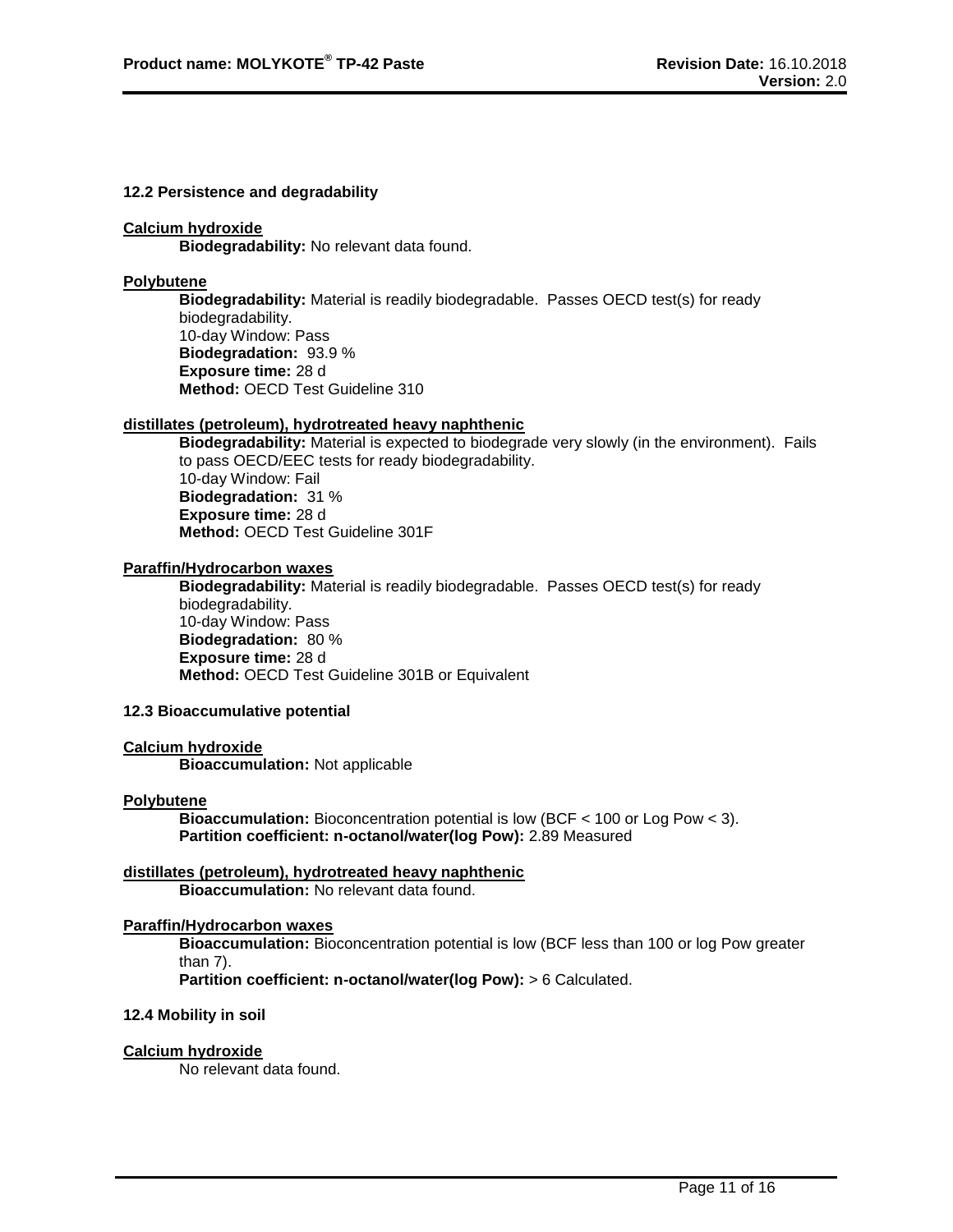### 12.2 Persistence and degradability

**Calcium hydroxide**

**Biodegradability:** No relevant data found.

**Polybutene**

**Biodegradability:** Material is readily biodegradable. Passes OECD test(s) for ready biodegradability.
10-day Window: Pass
**Biodegradation:** 93.9 %
**Exposure time:** 28 d
**Method:** OECD Test Guideline 310

**distillates (petroleum), hydrotreated heavy naphthenic**

**Biodegradability:** Material is expected to biodegrade very slowly (in the environment). Fails to pass OECD/EEC tests for ready biodegradability.
10-day Window: Fail
**Biodegradation:** 31 %
**Exposure time:** 28 d
**Method:** OECD Test Guideline 301F

**Paraffin/Hydrocarbon waxes**

**Biodegradability:** Material is readily biodegradable. Passes OECD test(s) for ready biodegradability.
10-day Window: Pass
**Biodegradation:** 80 %
**Exposure time:** 28 d
**Method:** OECD Test Guideline 301B or Equivalent

### 12.3 Bioaccumulative potential

**Calcium hydroxide**

**Bioaccumulation:** Not applicable

**Polybutene**

**Bioaccumulation:** Bioconcentration potential is low (BCF < 100 or Log Pow < 3).
**Partition coefficient: n-octanol/water(log Pow):** 2.89 Measured

**distillates (petroleum), hydrotreated heavy naphthenic**

**Bioaccumulation:** No relevant data found.

**Paraffin/Hydrocarbon waxes**

**Bioaccumulation:** Bioconcentration potential is low (BCF less than 100 or log Pow greater than 7).
**Partition coefficient: n-octanol/water(log Pow):** > 6 Calculated.

### 12.4 Mobility in soil

**Calcium hydroxide**

No relevant data found.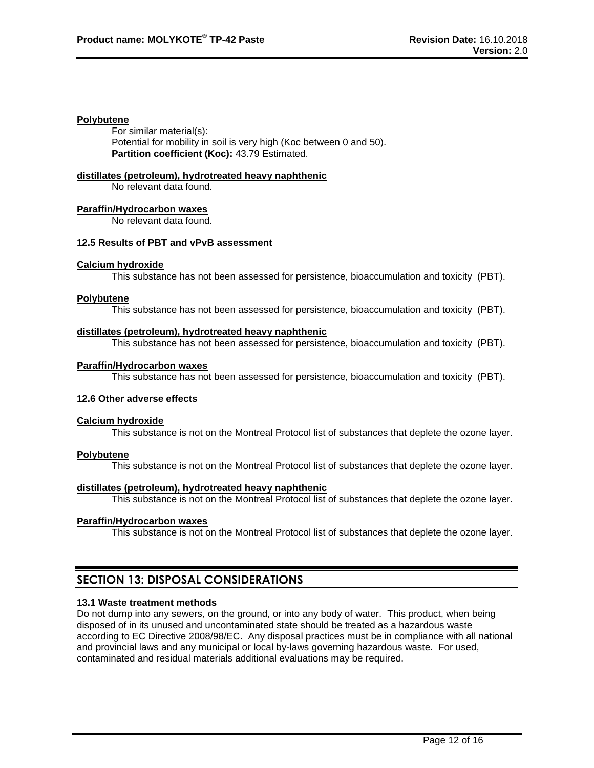**Polybutene**

For similar material(s):
Potential for mobility in soil is very high (Koc between 0 and 50).
**Partition coefficient (Koc):** 43.79 Estimated.

**distillates (petroleum), hydrotreated heavy naphthenic**

No relevant data found.

**Paraffin/Hydrocarbon waxes**

No relevant data found.

### 12.5 Results of PBT and vPvB assessment

**Calcium hydroxide**

This substance has not been assessed for persistence, bioaccumulation and toxicity (PBT).

**Polybutene**

This substance has not been assessed for persistence, bioaccumulation and toxicity (PBT).

**distillates (petroleum), hydrotreated heavy naphthenic**

This substance has not been assessed for persistence, bioaccumulation and toxicity (PBT).

**Paraffin/Hydrocarbon waxes**

This substance has not been assessed for persistence, bioaccumulation and toxicity (PBT).

### 12.6 Other adverse effects

**Calcium hydroxide**

This substance is not on the Montreal Protocol list of substances that deplete the ozone layer.

**Polybutene**

This substance is not on the Montreal Protocol list of substances that deplete the ozone layer.

**distillates (petroleum), hydrotreated heavy naphthenic**

This substance is not on the Montreal Protocol list of substances that deplete the ozone layer.

**Paraffin/Hydrocarbon waxes**

This substance is not on the Montreal Protocol list of substances that deplete the ozone layer.

## SECTION 13: DISPOSAL CONSIDERATIONS

### 13.1 Waste treatment methods

Do not dump into any sewers, on the ground, or into any body of water. This product, when being disposed of in its unused and uncontaminated state should be treated as a hazardous waste according to EC Directive 2008/98/EC. Any disposal practices must be in compliance with all national and provincial laws and any municipal or local by-laws governing hazardous waste. For used, contaminated and residual materials additional evaluations may be required.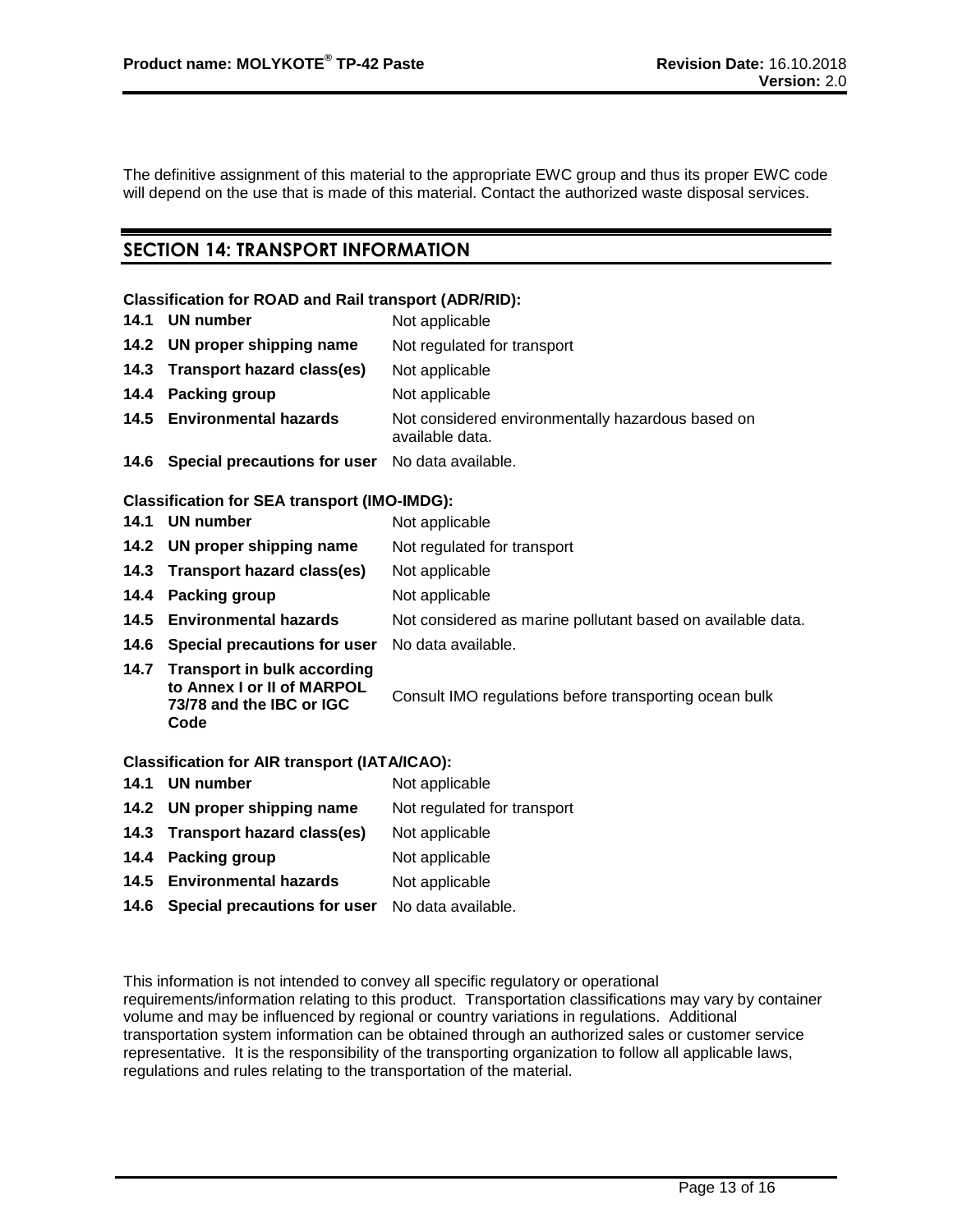The definitive assignment of this material to the appropriate EWC group and thus its proper EWC code will depend on the use that is made of this material. Contact the authorized waste disposal services.

## SECTION 14: TRANSPORT INFORMATION

**Classification for ROAD and Rail transport (ADR/RID):**

| | | |
|---|---|---|
| **14.1** | **UN number** | Not applicable |
| **14.2** | **UN proper shipping name** | Not regulated for transport |
| **14.3** | **Transport hazard class(es)** | Not applicable |
| **14.4** | **Packing group** | Not applicable |
| **14.5** | **Environmental hazards** | Not considered environmentally hazardous based on available data. |
| **14.6** | **Special precautions for user** | No data available. |

**Classification for SEA transport (IMO-IMDG):**

| | | |
|---|---|---|
| **14.1** | **UN number** | Not applicable |
| **14.2** | **UN proper shipping name** | Not regulated for transport |
| **14.3** | **Transport hazard class(es)** | Not applicable |
| **14.4** | **Packing group** | Not applicable |
| **14.5** | **Environmental hazards** | Not considered as marine pollutant based on available data. |
| **14.6** | **Special precautions for user** | No data available. |
| **14.7** | **Transport in bulk according to Annex I or II of MARPOL 73/78 and the IBC or IGC Code** | Consult IMO regulations before transporting ocean bulk |

**Classification for AIR transport (IATA/ICAO):**

| | | |
|---|---|---|
| **14.1** | **UN number** | Not applicable |
| **14.2** | **UN proper shipping name** | Not regulated for transport |
| **14.3** | **Transport hazard class(es)** | Not applicable |
| **14.4** | **Packing group** | Not applicable |
| **14.5** | **Environmental hazards** | Not applicable |
| **14.6** | **Special precautions for user** | No data available. |

This information is not intended to convey all specific regulatory or operational requirements/information relating to this product. Transportation classifications may vary by container volume and may be influenced by regional or country variations in regulations. Additional transportation system information can be obtained through an authorized sales or customer service representative. It is the responsibility of the transporting organization to follow all applicable laws, regulations and rules relating to the transportation of the material.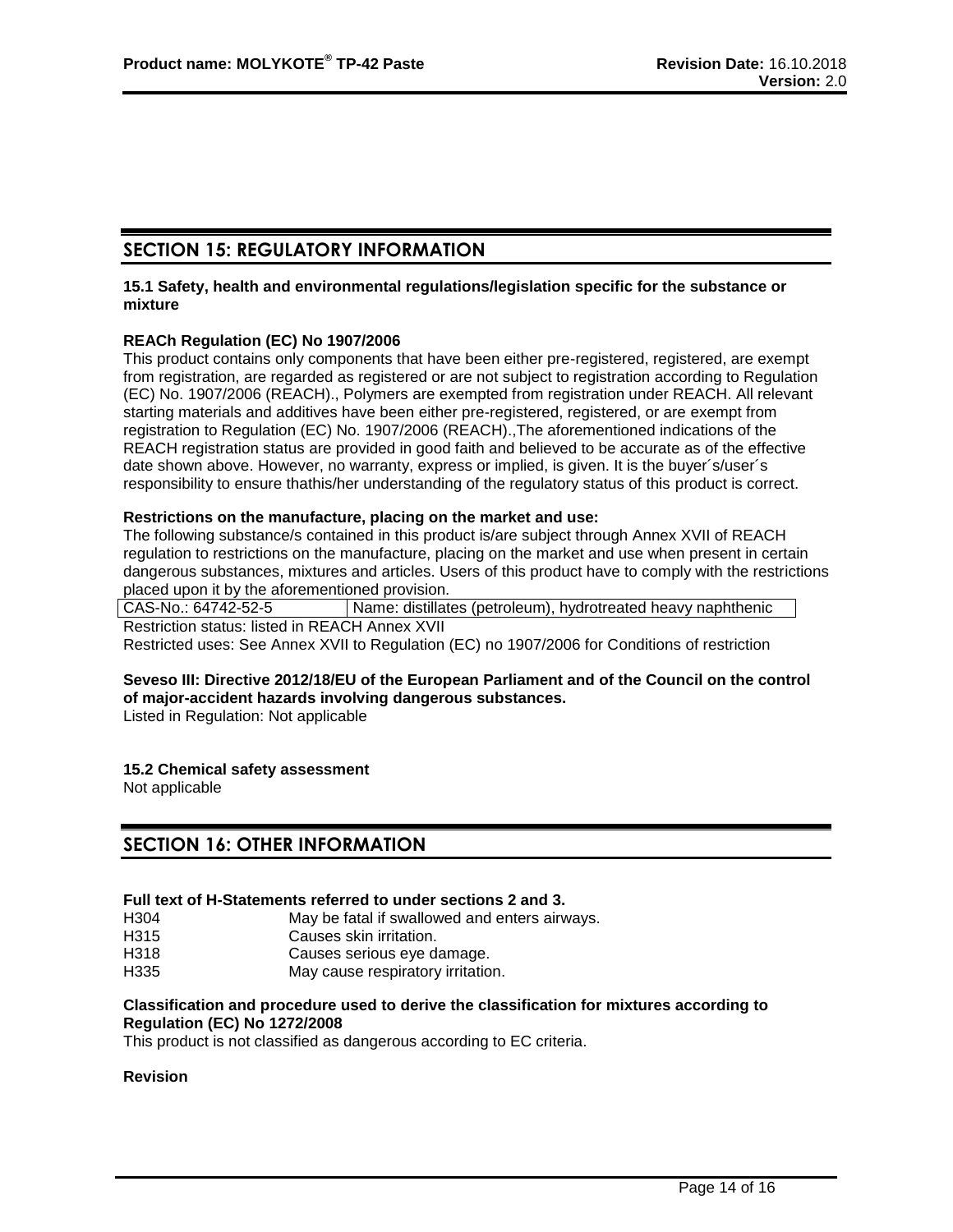## SECTION 15: REGULATORY INFORMATION

**15.1 Safety, health and environmental regulations/legislation specific for the substance or mixture**

**REACh Regulation (EC) No 1907/2006**

This product contains only components that have been either pre-registered, registered, are exempt from registration, are regarded as registered or are not subject to registration according to Regulation (EC) No. 1907/2006 (REACH)., Polymers are exempted from registration under REACH. All relevant starting materials and additives have been either pre-registered, registered, or are exempt from registration to Regulation (EC) No. 1907/2006 (REACH).,The aforementioned indications of the REACH registration status are provided in good faith and believed to be accurate as of the effective date shown above. However, no warranty, express or implied, is given. It is the buyer´s/user´s responsibility to ensure thathis/her understanding of the regulatory status of this product is correct.

**Restrictions on the manufacture, placing on the market and use:**

The following substance/s contained in this product is/are subject through Annex XVII of REACH regulation to restrictions on the manufacture, placing on the market and use when present in certain dangerous substances, mixtures and articles. Users of this product have to comply with the restrictions placed upon it by the aforementioned provision.

| CAS-No.: 64742-52-5 | Name: distillates (petroleum), hydrotreated heavy naphthenic |
|---|---|

Restriction status: listed in REACH Annex XVII

Restricted uses: See Annex XVII to Regulation (EC) no 1907/2006 for Conditions of restriction

**Seveso III: Directive 2012/18/EU of the European Parliament and of the Council on the control of major-accident hazards involving dangerous substances.**

Listed in Regulation: Not applicable

**15.2 Chemical safety assessment**

Not applicable

## SECTION 16: OTHER INFORMATION

**Full text of H-Statements referred to under sections 2 and 3.**

| | |
|---|---|
| H304 | May be fatal if swallowed and enters airways. |
| H315 | Causes skin irritation. |
| H318 | Causes serious eye damage. |
| H335 | May cause respiratory irritation. |

**Classification and procedure used to derive the classification for mixtures according to Regulation (EC) No 1272/2008**

This product is not classified as dangerous according to EC criteria.

**Revision**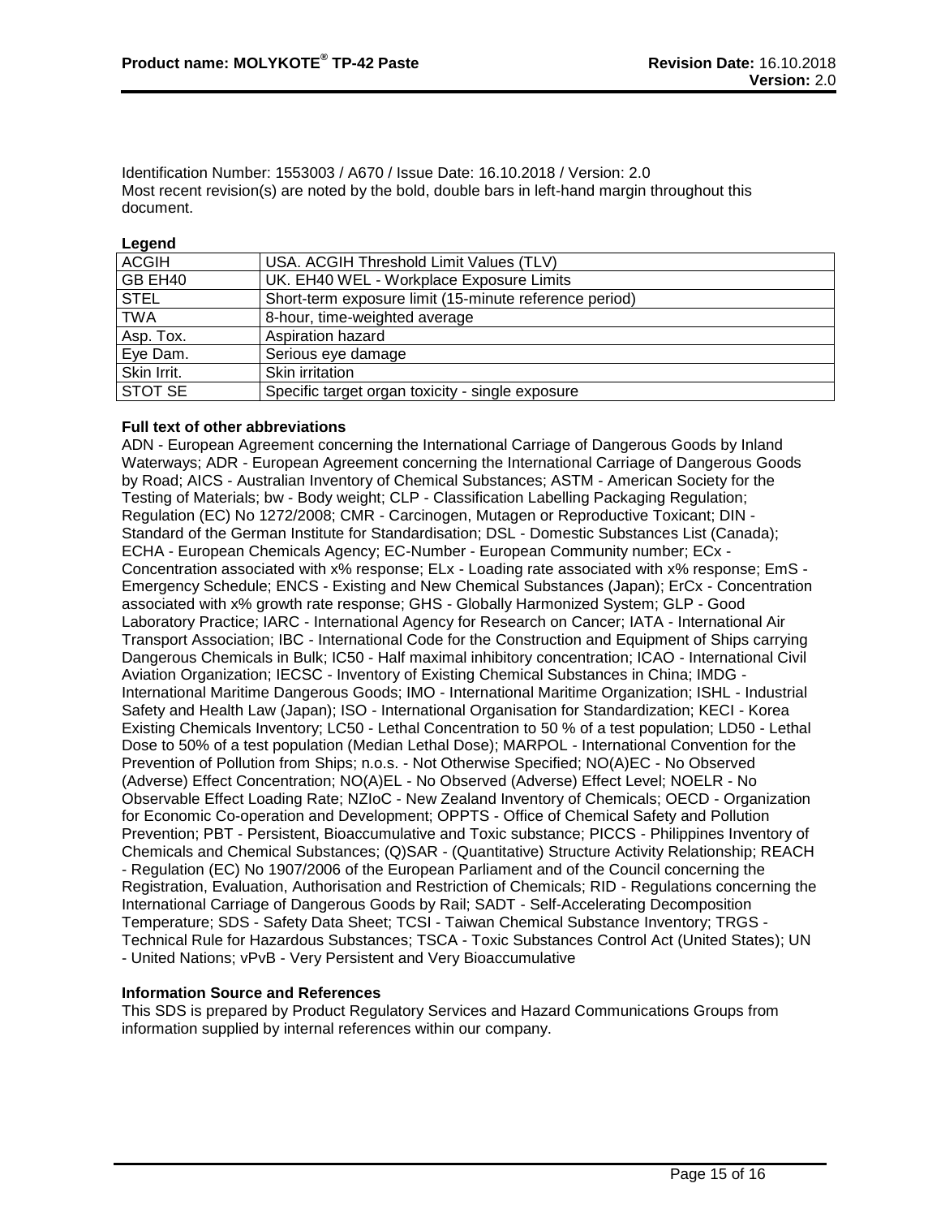Identification Number: 1553003 / A670 / Issue Date: 16.10.2018 / Version: 2.0
Most recent revision(s) are noted by the bold, double bars in left-hand margin throughout this document.

**Legend**

| | |
|---|---|
| ACGIH | USA. ACGIH Threshold Limit Values (TLV) |
| GB EH40 | UK. EH40 WEL - Workplace Exposure Limits |
| STEL | Short-term exposure limit (15-minute reference period) |
| TWA | 8-hour, time-weighted average |
| Asp. Tox. | Aspiration hazard |
| Eye Dam. | Serious eye damage |
| Skin Irrit. | Skin irritation |
| STOT SE | Specific target organ toxicity - single exposure |

**Full text of other abbreviations**

ADN - European Agreement concerning the International Carriage of Dangerous Goods by Inland Waterways; ADR - European Agreement concerning the International Carriage of Dangerous Goods by Road; AICS - Australian Inventory of Chemical Substances; ASTM - American Society for the Testing of Materials; bw - Body weight; CLP - Classification Labelling Packaging Regulation; Regulation (EC) No 1272/2008; CMR - Carcinogen, Mutagen or Reproductive Toxicant; DIN - Standard of the German Institute for Standardisation; DSL - Domestic Substances List (Canada); ECHA - European Chemicals Agency; EC-Number - European Community number; ECx - Concentration associated with x% response; ELx - Loading rate associated with x% response; EmS - Emergency Schedule; ENCS - Existing and New Chemical Substances (Japan); ErCx - Concentration associated with x% growth rate response; GHS - Globally Harmonized System; GLP - Good Laboratory Practice; IARC - International Agency for Research on Cancer; IATA - International Air Transport Association; IBC - International Code for the Construction and Equipment of Ships carrying Dangerous Chemicals in Bulk; IC50 - Half maximal inhibitory concentration; ICAO - International Civil Aviation Organization; IECSC - Inventory of Existing Chemical Substances in China; IMDG - International Maritime Dangerous Goods; IMO - International Maritime Organization; ISHL - Industrial Safety and Health Law (Japan); ISO - International Organisation for Standardization; KECI - Korea Existing Chemicals Inventory; LC50 - Lethal Concentration to 50 % of a test population; LD50 - Lethal Dose to 50% of a test population (Median Lethal Dose); MARPOL - International Convention for the Prevention of Pollution from Ships; n.o.s. - Not Otherwise Specified; NO(A)EC - No Observed (Adverse) Effect Concentration; NO(A)EL - No Observed (Adverse) Effect Level; NOELR - No Observable Effect Loading Rate; NZIoC - New Zealand Inventory of Chemicals; OECD - Organization for Economic Co-operation and Development; OPPTS - Office of Chemical Safety and Pollution Prevention; PBT - Persistent, Bioaccumulative and Toxic substance; PICCS - Philippines Inventory of Chemicals and Chemical Substances; (Q)SAR - (Quantitative) Structure Activity Relationship; REACH - Regulation (EC) No 1907/2006 of the European Parliament and of the Council concerning the Registration, Evaluation, Authorisation and Restriction of Chemicals; RID - Regulations concerning the International Carriage of Dangerous Goods by Rail; SADT - Self-Accelerating Decomposition Temperature; SDS - Safety Data Sheet; TCSI - Taiwan Chemical Substance Inventory; TRGS - Technical Rule for Hazardous Substances; TSCA - Toxic Substances Control Act (United States); UN - United Nations; vPvB - Very Persistent and Very Bioaccumulative

**Information Source and References**

This SDS is prepared by Product Regulatory Services and Hazard Communications Groups from information supplied by internal references within our company.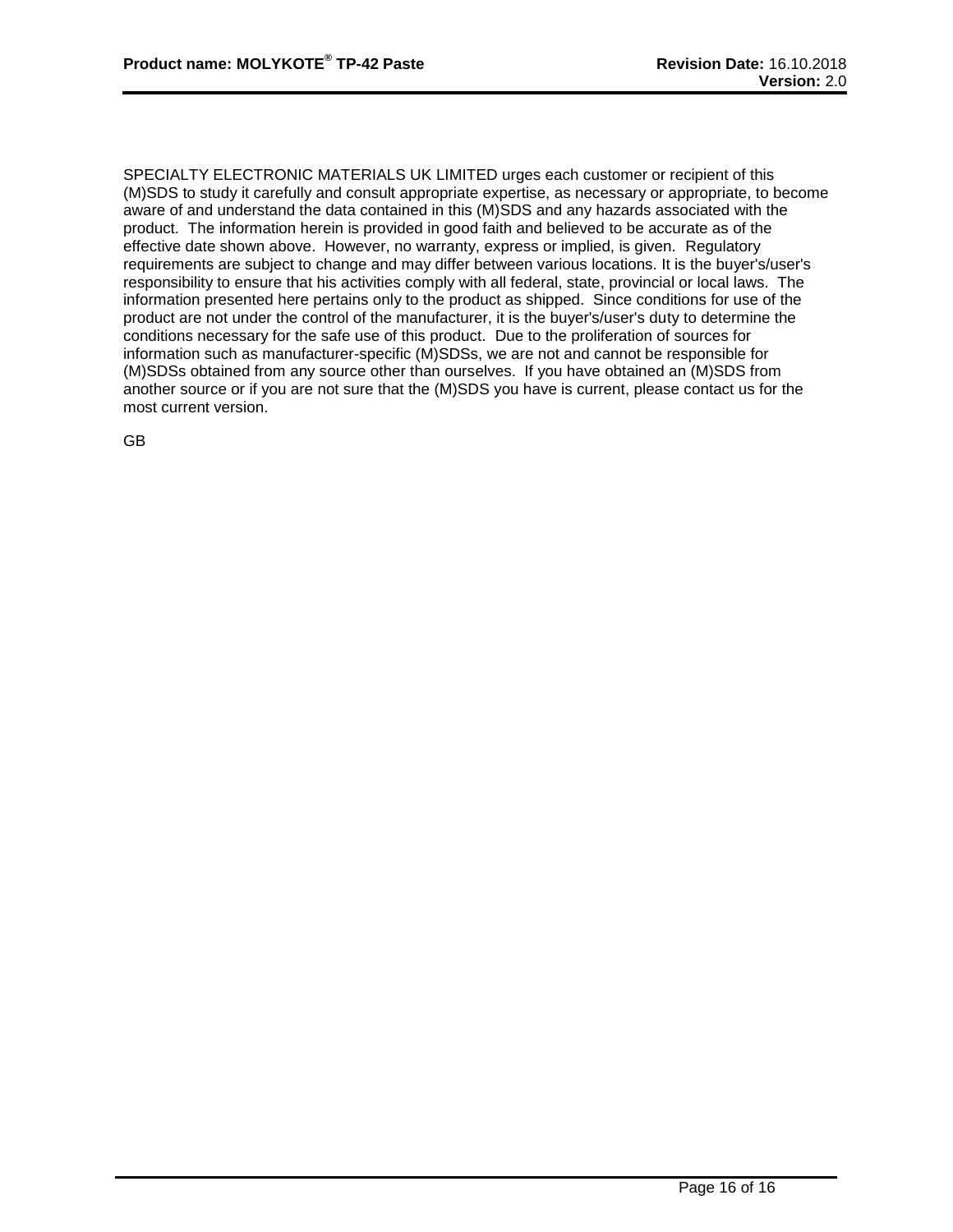SPECIALTY ELECTRONIC MATERIALS UK LIMITED urges each customer or recipient of this (M)SDS to study it carefully and consult appropriate expertise, as necessary or appropriate, to become aware of and understand the data contained in this (M)SDS and any hazards associated with the product. The information herein is provided in good faith and believed to be accurate as of the effective date shown above. However, no warranty, express or implied, is given. Regulatory requirements are subject to change and may differ between various locations. It is the buyer's/user's responsibility to ensure that his activities comply with all federal, state, provincial or local laws. The information presented here pertains only to the product as shipped. Since conditions for use of the product are not under the control of the manufacturer, it is the buyer's/user's duty to determine the conditions necessary for the safe use of this product. Due to the proliferation of sources for information such as manufacturer-specific (M)SDSs, we are not and cannot be responsible for (M)SDSs obtained from any source other than ourselves. If you have obtained an (M)SDS from another source or if you are not sure that the (M)SDS you have is current, please contact us for the most current version.

GB